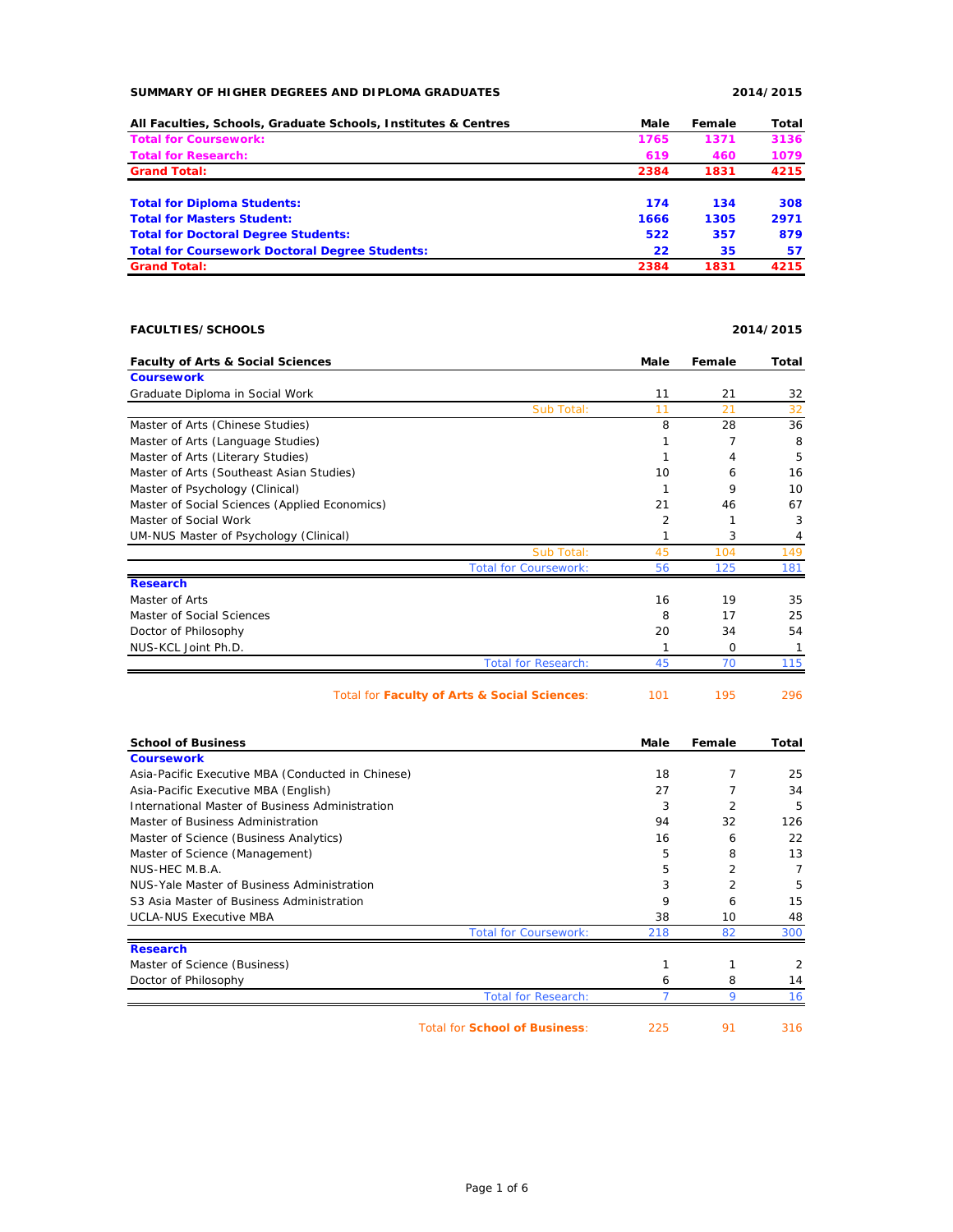## SUMMARY OF HIGHER DEGREES AND DIPLOMA GRADUATES — 2014/2015

| All Faculties, Schools, Graduate Schools, Institutes & Centres | Male | Female | Total |
|---|---|---|---|
| **Total for Coursework:** | **1765** | **1371** | **3136** |
| **Total for Research:** | **619** | **460** | **1079** |
| **Grand Total:** | **2384** | **1831** | **4215** |
| | | | |
| **Total for Diploma Students:** | **174** | **134** | **308** |
| **Total for Masters Student:** | **1666** | **1305** | **2971** |
| **Total for Doctoral Degree Students:** | **522** | **357** | **879** |
| **Total for Coursework Doctoral Degree Students:** | **22** | **35** | **57** |
| **Grand Total:** | **2384** | **1831** | **4215** |

## FACULTIES/SCHOOLS — 2014/2015

| Faculty of Arts & Social Sciences | Male | Female | Total |
|---|---|---|---|
| **Coursework** | | | |
| Graduate Diploma in Social Work | 11 | 21 | 32 |
| Sub Total: | 11 | 21 | 32 |
| Master of Arts (Chinese Studies) | 8 | 28 | 36 |
| Master of Arts (Language Studies) | 1 | 7 | 8 |
| Master of Arts (Literary Studies) | 1 | 4 | 5 |
| Master of Arts (Southeast Asian Studies) | 10 | 6 | 16 |
| Master of Psychology (Clinical) | 1 | 9 | 10 |
| Master of Social Sciences (Applied Economics) | 21 | 46 | 67 |
| Master of Social Work | 2 | 1 | 3 |
| UM-NUS Master of Psychology (Clinical) | 1 | 3 | 4 |
| Sub Total: | 45 | 104 | 149 |
| Total for Coursework: | 56 | 125 | 181 |
| **Research** | | | |
| Master of Arts | 16 | 19 | 35 |
| Master of Social Sciences | 8 | 17 | 25 |
| Doctor of Philosophy | 20 | 34 | 54 |
| NUS-KCL Joint Ph.D. | 1 | 0 | 1 |
| Total for Research: | 45 | 70 | 115 |
| Total for **Faculty of Arts & Social Sciences**: | 101 | 195 | 296 |

| School of Business | Male | Female | Total |
|---|---|---|---|
| **Coursework** | | | |
| Asia-Pacific Executive MBA (Conducted in Chinese) | 18 | 7 | 25 |
| Asia-Pacific Executive MBA (English) | 27 | 7 | 34 |
| International Master of Business Administration | 3 | 2 | 5 |
| Master of Business Administration | 94 | 32 | 126 |
| Master of Science (Business Analytics) | 16 | 6 | 22 |
| Master of Science (Management) | 5 | 8 | 13 |
| NUS-HEC M.B.A. | 5 | 2 | 7 |
| NUS-Yale Master of Business Administration | 3 | 2 | 5 |
| S3 Asia Master of Business Administration | 9 | 6 | 15 |
| UCLA-NUS Executive MBA | 38 | 10 | 48 |
| Total for Coursework: | 218 | 82 | 300 |
| **Research** | | | |
| Master of Science (Business) | 1 | 1 | 2 |
| Doctor of Philosophy | 6 | 8 | 14 |
| Total for Research: | 7 | 9 | 16 |
| Total for **School of Business**: | 225 | 91 | 316 |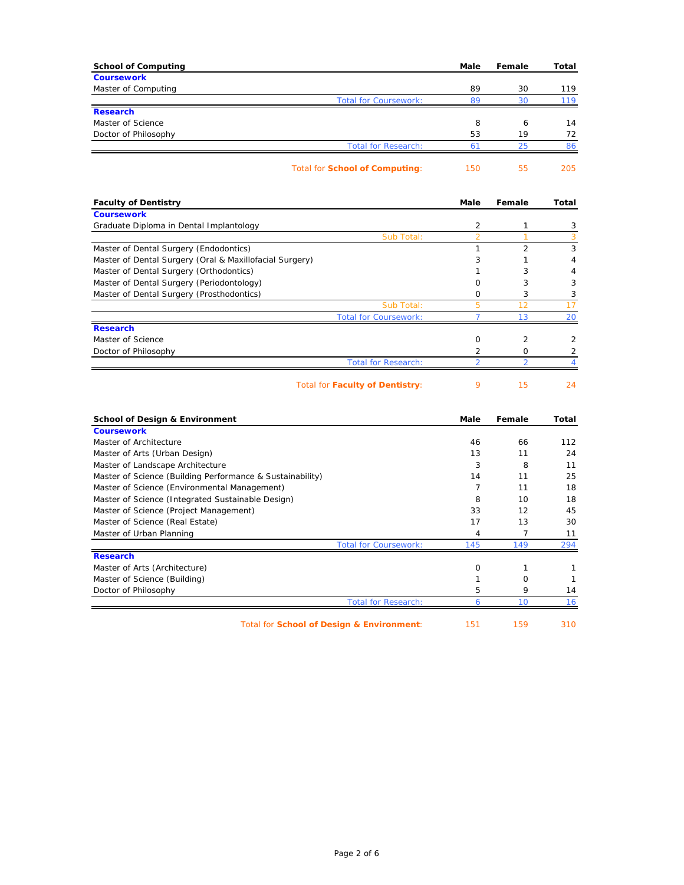| School of Computing | Male | Female | Total |
|---|---|---|---|
| **Coursework** | | | |
| Master of Computing | 89 | 30 | 119 |
| Total for Coursework: | 89 | 30 | 119 |
| **Research** | | | |
| Master of Science | 8 | 6 | 14 |
| Doctor of Philosophy | 53 | 19 | 72 |
| Total for Research: | 61 | 25 | 86 |
| Total for **School of Computing**: | 150 | 55 | 205 |

| Faculty of Dentistry | Male | Female | Total |
|---|---|---|---|
| **Coursework** | | | |
| Graduate Diploma in Dental Implantology | 2 | 1 | 3 |
| Sub Total: | 2 | 1 | 3 |
| Master of Dental Surgery (Endodontics) | 1 | 2 | 3 |
| Master of Dental Surgery (Oral & Maxillofacial Surgery) | 3 | 1 | 4 |
| Master of Dental Surgery (Orthodontics) | 1 | 3 | 4 |
| Master of Dental Surgery (Periodontology) | 0 | 3 | 3 |
| Master of Dental Surgery (Prosthodontics) | 0 | 3 | 3 |
| Sub Total: | 5 | 12 | 17 |
| Total for Coursework: | 7 | 13 | 20 |
| **Research** | | | |
| Master of Science | 0 | 2 | 2 |
| Doctor of Philosophy | 2 | 0 | 2 |
| Total for Research: | 2 | 2 | 4 |
| Total for **Faculty of Dentistry**: | 9 | 15 | 24 |

| School of Design & Environment | Male | Female | Total |
|---|---|---|---|
| **Coursework** | | | |
| Master of Architecture | 46 | 66 | 112 |
| Master of Arts (Urban Design) | 13 | 11 | 24 |
| Master of Landscape Architecture | 3 | 8 | 11 |
| Master of Science (Building Performance & Sustainability) | 14 | 11 | 25 |
| Master of Science (Environmental Management) | 7 | 11 | 18 |
| Master of Science (Integrated Sustainable Design) | 8 | 10 | 18 |
| Master of Science (Project Management) | 33 | 12 | 45 |
| Master of Science (Real Estate) | 17 | 13 | 30 |
| Master of Urban Planning | 4 | 7 | 11 |
| Total for Coursework: | 145 | 149 | 294 |
| **Research** | | | |
| Master of Arts (Architecture) | 0 | 1 | 1 |
| Master of Science (Building) | 1 | 0 | 1 |
| Doctor of Philosophy | 5 | 9 | 14 |
| Total for Research: | 6 | 10 | 16 |
| Total for **School of Design & Environment**: | 151 | 159 | 310 |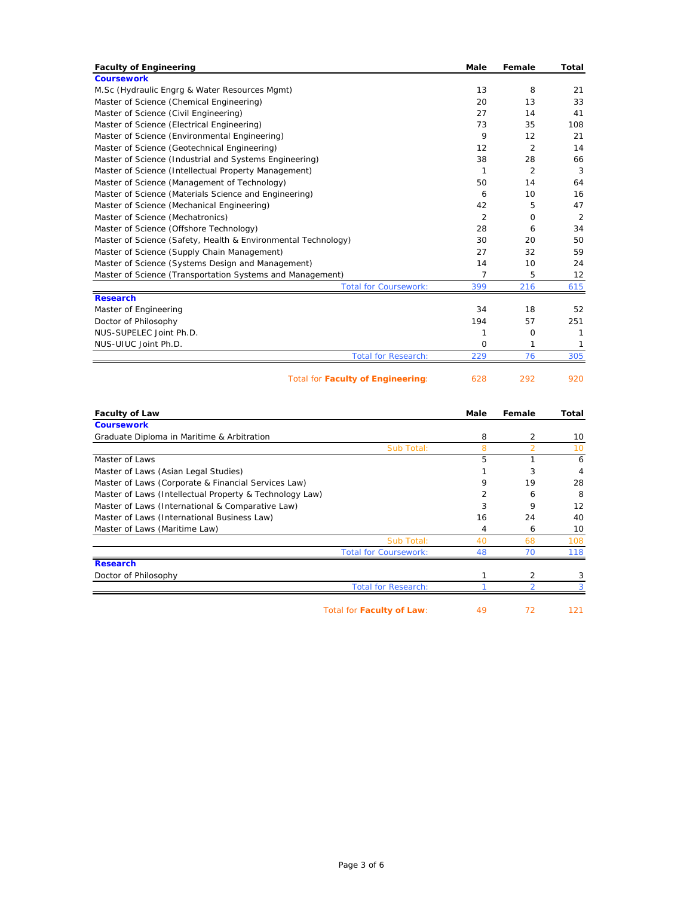| Faculty of Engineering | Male | Female | Total |
|---|---|---|---|
| **Coursework** | | | |
| M.Sc (Hydraulic Engrg & Water Resources Mgmt) | 13 | 8 | 21 |
| Master of Science (Chemical Engineering) | 20 | 13 | 33 |
| Master of Science (Civil Engineering) | 27 | 14 | 41 |
| Master of Science (Electrical Engineering) | 73 | 35 | 108 |
| Master of Science (Environmental Engineering) | 9 | 12 | 21 |
| Master of Science (Geotechnical Engineering) | 12 | 2 | 14 |
| Master of Science (Industrial and Systems Engineering) | 38 | 28 | 66 |
| Master of Science (Intellectual Property Management) | 1 | 2 | 3 |
| Master of Science (Management of Technology) | 50 | 14 | 64 |
| Master of Science (Materials Science and Engineering) | 6 | 10 | 16 |
| Master of Science (Mechanical Engineering) | 42 | 5 | 47 |
| Master of Science (Mechatronics) | 2 | 0 | 2 |
| Master of Science (Offshore Technology) | 28 | 6 | 34 |
| Master of Science (Safety, Health & Environmental Technology) | 30 | 20 | 50 |
| Master of Science (Supply Chain Management) | 27 | 32 | 59 |
| Master of Science (Systems Design and Management) | 14 | 10 | 24 |
| Master of Science (Transportation Systems and Management) | 7 | 5 | 12 |
| Total for Coursework: | 399 | 216 | 615 |
| **Research** | | | |
| Master of Engineering | 34 | 18 | 52 |
| Doctor of Philosophy | 194 | 57 | 251 |
| NUS-SUPELEC Joint Ph.D. | 1 | 0 | 1 |
| NUS-UIUC Joint Ph.D. | 0 | 1 | 1 |
| Total for Research: | 229 | 76 | 305 |
| Total for **Faculty of Engineering**: | 628 | 292 | 920 |

| Faculty of Law | Male | Female | Total |
|---|---|---|---|
| **Coursework** | | | |
| Graduate Diploma in Maritime & Arbitration | 8 | 2 | 10 |
| Sub Total: | 8 | 2 | 10 |
| Master of Laws | 5 | 1 | 6 |
| Master of Laws (Asian Legal Studies) | 1 | 3 | 4 |
| Master of Laws (Corporate & Financial Services Law) | 9 | 19 | 28 |
| Master of Laws (Intellectual Property & Technology Law) | 2 | 6 | 8 |
| Master of Laws (International & Comparative Law) | 3 | 9 | 12 |
| Master of Laws (International Business Law) | 16 | 24 | 40 |
| Master of Laws (Maritime Law) | 4 | 6 | 10 |
| Sub Total: | 40 | 68 | 108 |
| Total for Coursework: | 48 | 70 | 118 |
| **Research** | | | |
| Doctor of Philosophy | 1 | 2 | 3 |
| Total for Research: | 1 | 2 | 3 |
| Total for **Faculty of Law**: | 49 | 72 | 121 |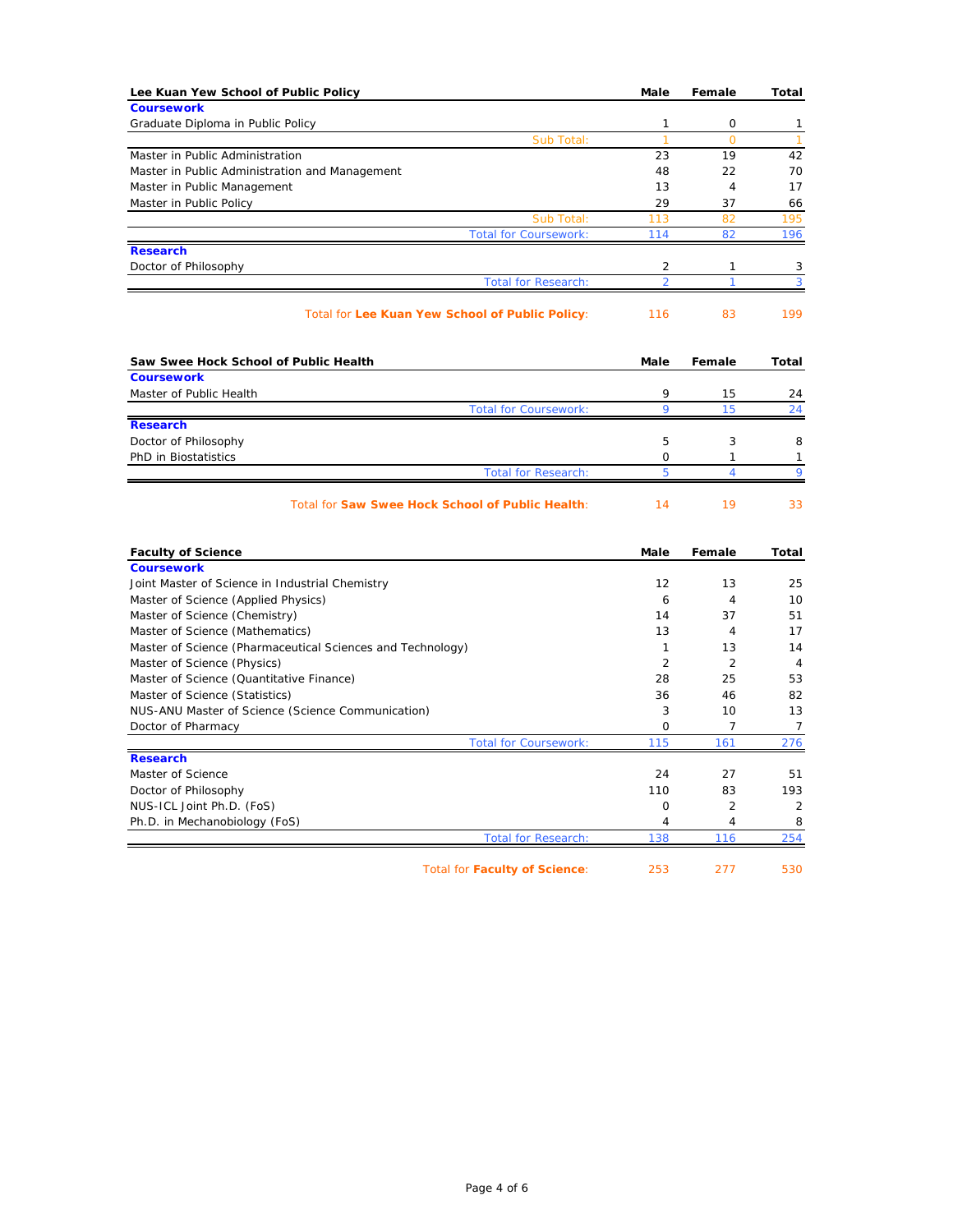| Lee Kuan Yew School of Public Policy | Male | Female | Total |
|---|---|---|---|
| **Coursework** | | | |
| Graduate Diploma in Public Policy | 1 | 0 | 1 |
| Sub Total: | 1 | 0 | 1 |
| Master in Public Administration | 23 | 19 | 42 |
| Master in Public Administration and Management | 48 | 22 | 70 |
| Master in Public Management | 13 | 4 | 17 |
| Master in Public Policy | 29 | 37 | 66 |
| Sub Total: | 113 | 82 | 195 |
| Total for Coursework: | 114 | 82 | 196 |
| **Research** | | | |
| Doctor of Philosophy | 2 | 1 | 3 |
| Total for Research: | 2 | 1 | 3 |
| Total for **Lee Kuan Yew School of Public Policy**: | 116 | 83 | 199 |

| Saw Swee Hock School of Public Health | Male | Female | Total |
|---|---|---|---|
| **Coursework** | | | |
| Master of Public Health | 9 | 15 | 24 |
| Total for Coursework: | 9 | 15 | 24 |
| **Research** | | | |
| Doctor of Philosophy | 5 | 3 | 8 |
| PhD in Biostatistics | 0 | 1 | 1 |
| Total for Research: | 5 | 4 | 9 |
| Total for **Saw Swee Hock School of Public Health**: | 14 | 19 | 33 |

| Faculty of Science | Male | Female | Total |
|---|---|---|---|
| **Coursework** | | | |
| Joint Master of Science in Industrial Chemistry | 12 | 13 | 25 |
| Master of Science (Applied Physics) | 6 | 4 | 10 |
| Master of Science (Chemistry) | 14 | 37 | 51 |
| Master of Science (Mathematics) | 13 | 4 | 17 |
| Master of Science (Pharmaceutical Sciences and Technology) | 1 | 13 | 14 |
| Master of Science (Physics) | 2 | 2 | 4 |
| Master of Science (Quantitative Finance) | 28 | 25 | 53 |
| Master of Science (Statistics) | 36 | 46 | 82 |
| NUS-ANU Master of Science (Science Communication) | 3 | 10 | 13 |
| Doctor of Pharmacy | 0 | 7 | 7 |
| Total for Coursework: | 115 | 161 | 276 |
| **Research** | | | |
| Master of Science | 24 | 27 | 51 |
| Doctor of Philosophy | 110 | 83 | 193 |
| NUS-ICL Joint Ph.D. (FoS) | 0 | 2 | 2 |
| Ph.D. in Mechanobiology (FoS) | 4 | 4 | 8 |
| Total for Research: | 138 | 116 | 254 |
| Total for **Faculty of Science**: | 253 | 277 | 530 |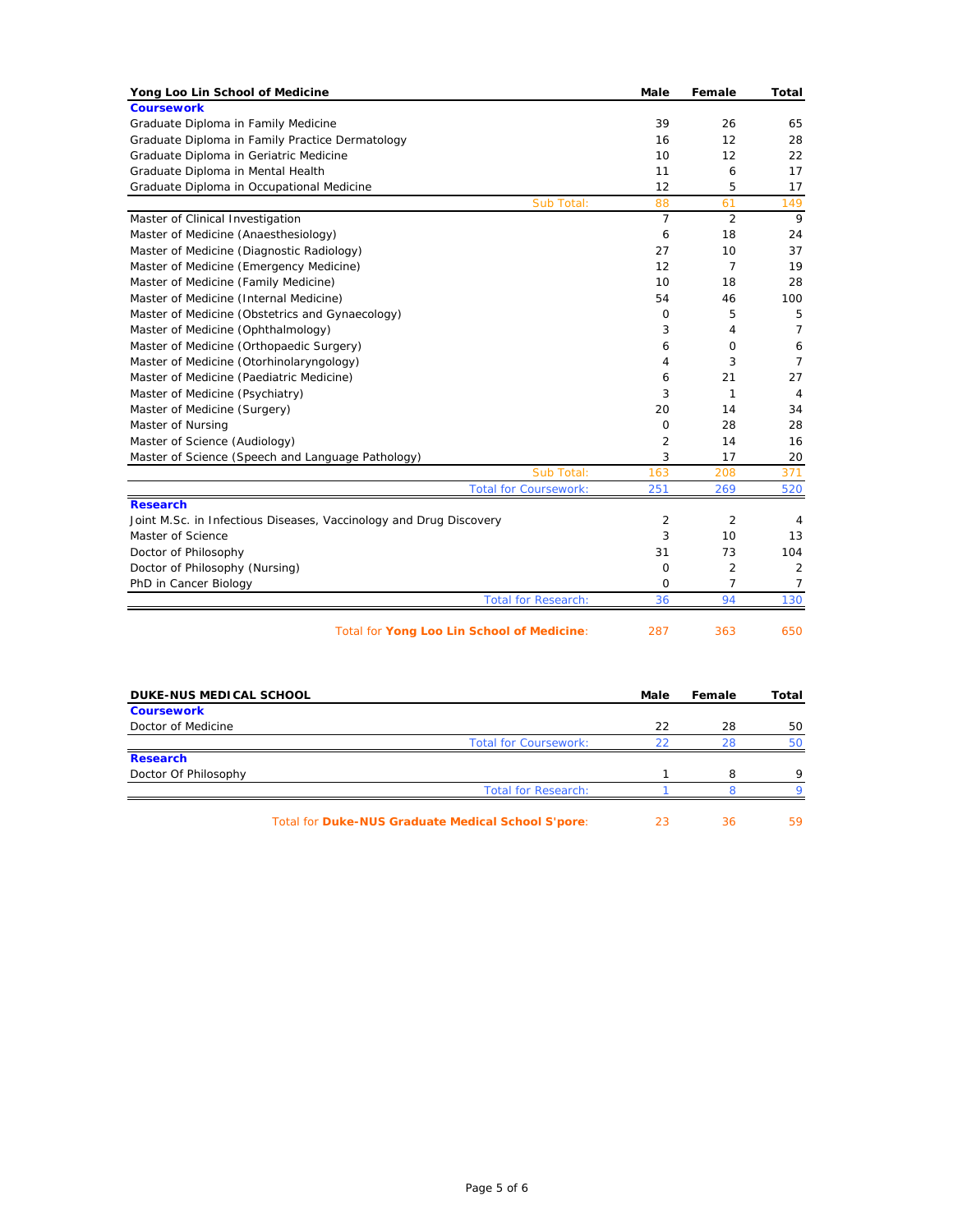| Yong Loo Lin School of Medicine | Male | Female | Total |
|---|---|---|---|
| **Coursework** | | | |
| Graduate Diploma in Family Medicine | 39 | 26 | 65 |
| Graduate Diploma in Family Practice Dermatology | 16 | 12 | 28 |
| Graduate Diploma in Geriatric Medicine | 10 | 12 | 22 |
| Graduate Diploma in Mental Health | 11 | 6 | 17 |
| Graduate Diploma in Occupational Medicine | 12 | 5 | 17 |
| Sub Total: | 88 | 61 | 149 |
| Master of Clinical Investigation | 7 | 2 | 9 |
| Master of Medicine (Anaesthesiology) | 6 | 18 | 24 |
| Master of Medicine (Diagnostic Radiology) | 27 | 10 | 37 |
| Master of Medicine (Emergency Medicine) | 12 | 7 | 19 |
| Master of Medicine (Family Medicine) | 10 | 18 | 28 |
| Master of Medicine (Internal Medicine) | 54 | 46 | 100 |
| Master of Medicine (Obstetrics and Gynaecology) | 0 | 5 | 5 |
| Master of Medicine (Ophthalmology) | 3 | 4 | 7 |
| Master of Medicine (Orthopaedic Surgery) | 6 | 0 | 6 |
| Master of Medicine (Otorhinolaryngology) | 4 | 3 | 7 |
| Master of Medicine (Paediatric Medicine) | 6 | 21 | 27 |
| Master of Medicine (Psychiatry) | 3 | 1 | 4 |
| Master of Medicine (Surgery) | 20 | 14 | 34 |
| Master of Nursing | 0 | 28 | 28 |
| Master of Science (Audiology) | 2 | 14 | 16 |
| Master of Science (Speech and Language Pathology) | 3 | 17 | 20 |
| Sub Total: | 163 | 208 | 371 |
| Total for Coursework: | 251 | 269 | 520 |
| **Research** | | | |
| Joint M.Sc. in Infectious Diseases, Vaccinology and Drug Discovery | 2 | 2 | 4 |
| Master of Science | 3 | 10 | 13 |
| Doctor of Philosophy | 31 | 73 | 104 |
| Doctor of Philosophy (Nursing) | 0 | 2 | 2 |
| PhD in Cancer Biology | 0 | 7 | 7 |
| Total for Research: | 36 | 94 | 130 |
| Total for **Yong Loo Lin School of Medicine**: | 287 | 363 | 650 |

| DUKE-NUS MEDICAL SCHOOL | Male | Female | Total |
|---|---|---|---|
| **Coursework** | | | |
| Doctor of Medicine | 22 | 28 | 50 |
| Total for Coursework: | 22 | 28 | 50 |
| **Research** | | | |
| Doctor Of Philosophy | 1 | 8 | 9 |
| Total for Research: | 1 | 8 | 9 |
| Total for **Duke-NUS Graduate Medical School S'pore**: | 23 | 36 | 59 |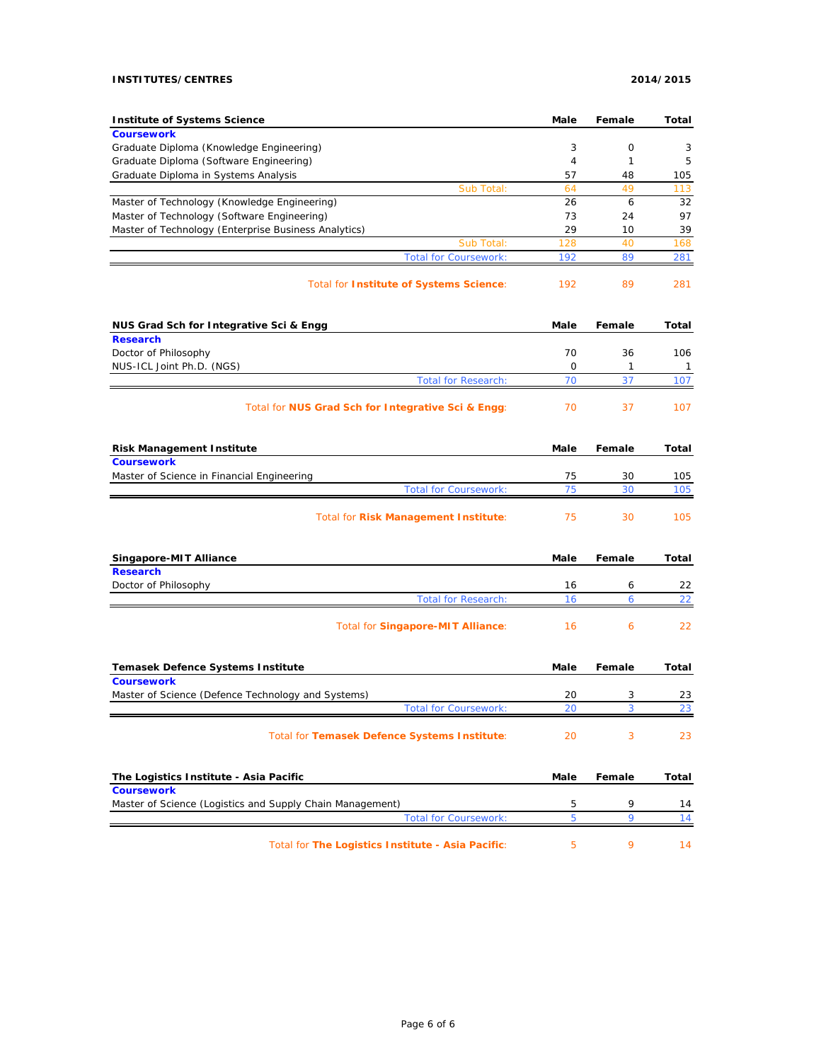**INSTITUTES/CENTRES** **2014/2015**

| Institute of Systems Science | Male | Female | Total |
|---|---|---|---|
| **Coursework** | | | |
| Graduate Diploma (Knowledge Engineering) | 3 | 0 | 3 |
| Graduate Diploma (Software Engineering) | 4 | 1 | 5 |
| Graduate Diploma in Systems Analysis | 57 | 48 | 105 |
| Sub Total: | 64 | 49 | 113 |
| Master of Technology (Knowledge Engineering) | 26 | 6 | 32 |
| Master of Technology (Software Engineering) | 73 | 24 | 97 |
| Master of Technology (Enterprise Business Analytics) | 29 | 10 | 39 |
| Sub Total: | 128 | 40 | 168 |
| Total for Coursework: | 192 | 89 | 281 |
| Total for **Institute of Systems Science**: | 192 | 89 | 281 |

| NUS Grad Sch for Integrative Sci & Engg | Male | Female | Total |
|---|---|---|---|
| **Research** | | | |
| Doctor of Philosophy | 70 | 36 | 106 |
| NUS-ICL Joint Ph.D. (NGS) | 0 | 1 | 1 |
| Total for Research: | 70 | 37 | 107 |
| Total for **NUS Grad Sch for Integrative Sci & Engg**: | 70 | 37 | 107 |

| Risk Management Institute | Male | Female | Total |
|---|---|---|---|
| **Coursework** | | | |
| Master of Science in Financial Engineering | 75 | 30 | 105 |
| Total for Coursework: | 75 | 30 | 105 |
| Total for **Risk Management Institute**: | 75 | 30 | 105 |

| Singapore-MIT Alliance | Male | Female | Total |
|---|---|---|---|
| **Research** | | | |
| Doctor of Philosophy | 16 | 6 | 22 |
| Total for Research: | 16 | 6 | 22 |
| Total for **Singapore-MIT Alliance**: | 16 | 6 | 22 |

| Temasek Defence Systems Institute | Male | Female | Total |
|---|---|---|---|
| **Coursework** | | | |
| Master of Science (Defence Technology and Systems) | 20 | 3 | 23 |
| Total for Coursework: | 20 | 3 | 23 |
| Total for **Temasek Defence Systems Institute**: | 20 | 3 | 23 |

| The Logistics Institute - Asia Pacific | Male | Female | Total |
|---|---|---|---|
| **Coursework** | | | |
| Master of Science (Logistics and Supply Chain Management) | 5 | 9 | 14 |
| Total for Coursework: | 5 | 9 | 14 |
| Total for **The Logistics Institute - Asia Pacific**: | 5 | 9 | 14 |